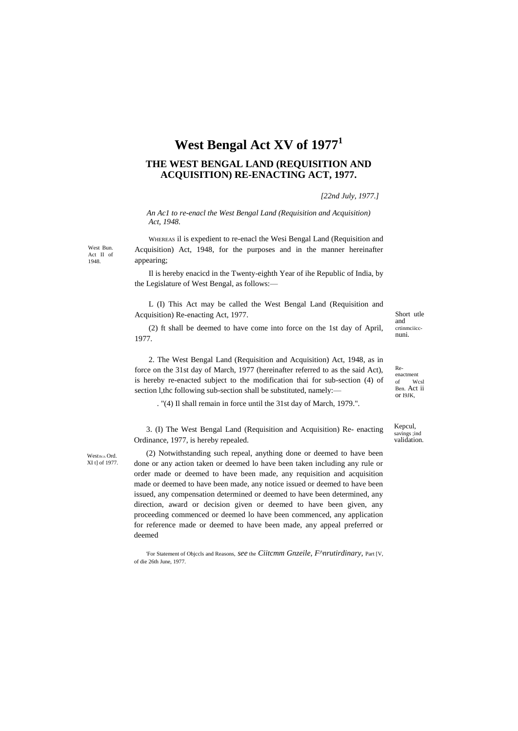# West Bengal Act XV of 1977[1]

## THE WEST BENGAL LAND (REQUISITION AND ACQUISITION) RE-ENACTING ACT, 1977.

*[22nd July, 1977.]*

*An Ac1 to re-enacl the West Bengal Land (Requisition and Acquisition) Act, 1948.*

West Bun. Act II of 1948.

WHEREAS il is expedient to re-enacl the Wesi Bengal Land (Requisition and Acquisition) Act, 1948, for the purposes and in the manner hereinafter appearing;

Il is hereby enacicd in the Twenty-eighth Year of ihe Republic of India, by the Legislature of West Bengal, as follows:—

Short utle and crtinmciicc-nuni.

L (I) This Act may be called the West Bengal Land (Requisition and Acquisition) Re-enacting Act, 1977.

(2) ft shall be deemed to have come into force on the 1st day of April, 1977.

Re-enactment of Wcsl Ben. Act ii or I9JK,

2. The West Bengal Land (Requisition and Acquisition) Act, 1948, as in force on the 31st day of March, 1977 (hereinafter referred to as the said Act), is hereby re-enacted subject to the modification thai for sub-section (4) of section l,thc following sub-section shall be substituted, namely:—

. "(4) Il shall remain in force until the 31st day of March, 1979.".

Kepcul, savings ;ind validation.

3. (I) The West Bengal Land (Requisition and Acquisition) Re- enacting Ordinance, 1977, is hereby repealed.

West Ben. Ord. XI t] of 1977.

(2) Notwithstanding such repeal, anything done or deemed to have been done or any action taken or deemed lo have been taken including any rule or order made or deemed to have been made, any requisition and acquisition made or deemed to have been made, any notice issued or deemed to have been issued, any compensation determined or deemed to have been determined, any direction, award or decision given or deemed to have been given, any proceeding commenced or deemed lo have been commenced, any application for reference made or deemed to have been made, any appeal preferred or deemed

[1]For Statement of Objccls and Reasons, *see* the *Ciitcmm Gnzeile, F^nrutirdinary,* Part [V, of die 26th June, 1977.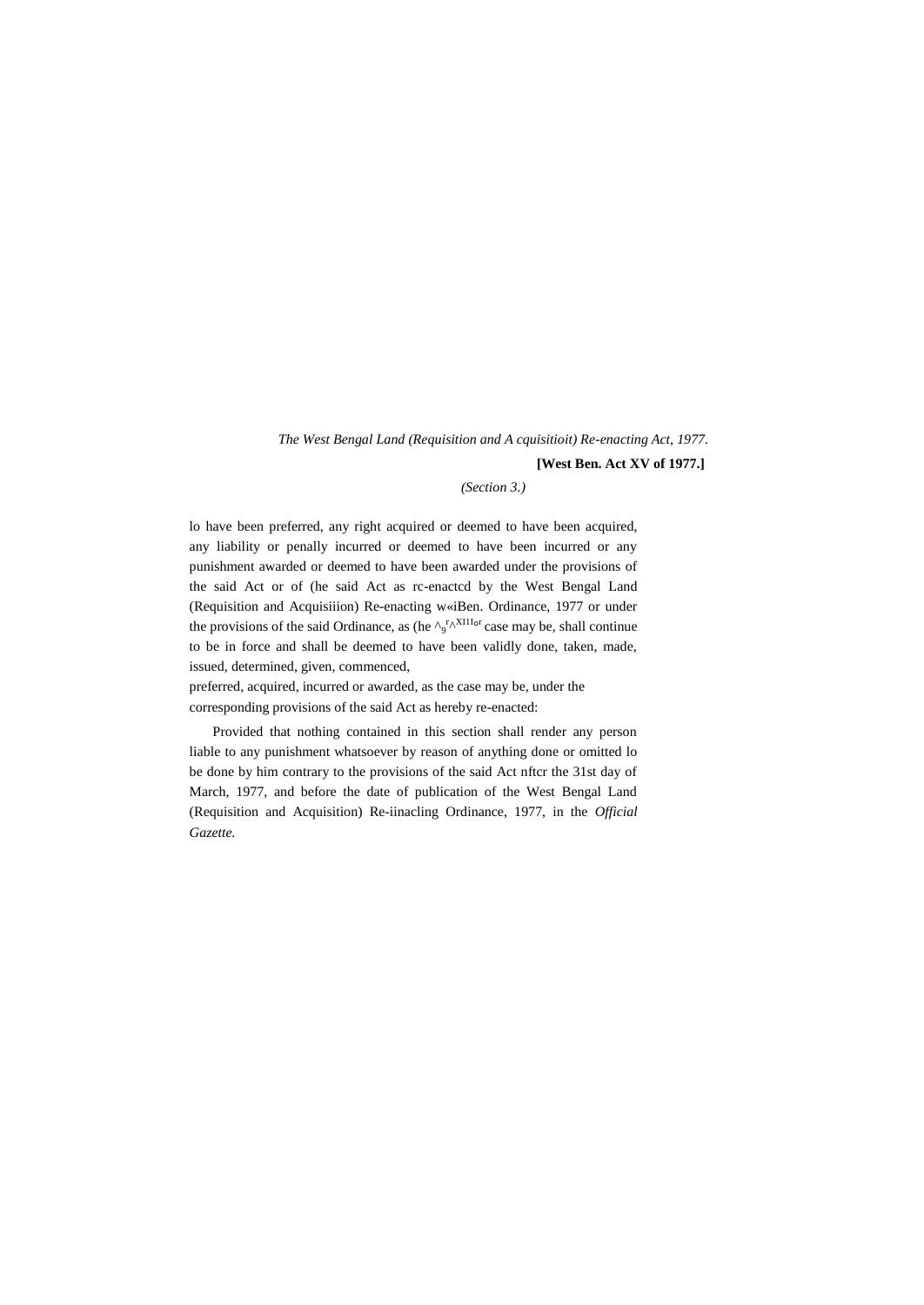*The West Bengal Land (Requisition and A cquisitioit) Re-enacting Act, 1977.*

**[West Ben. Act XV of 1977.]**

*(Section 3.)*

lo have been preferred, any right acquired or deemed to have been acquired, any liability or penally incurred or deemed to have been incurred or any punishment awarded or deemed to have been awarded under the provisions of the said Act or of (he said Act as rc-enactcd by the West Bengal Land (Requisition and Acquisiiion) Re-enacting w«iBen. Ordinance, 1977 or under the provisions of the said Ordinance, as (he ^9r^XIIIor case may be, shall continue to be in force and shall be deemed to have been validly done, taken, made, issued, determined, given, commenced,

preferred, acquired, incurred or awarded, as the case may be, under the corresponding provisions of the said Act as hereby re-enacted:

Provided that nothing contained in this section shall render any person liable to any punishment whatsoever by reason of anything done or omitted lo be done by him contrary to the provisions of the said Act nftcr the 31st day of March, 1977, and before the date of publication of the West Bengal Land (Requisition and Acquisition) Re-iinacling Ordinance, 1977, in the *Official Gazette.*